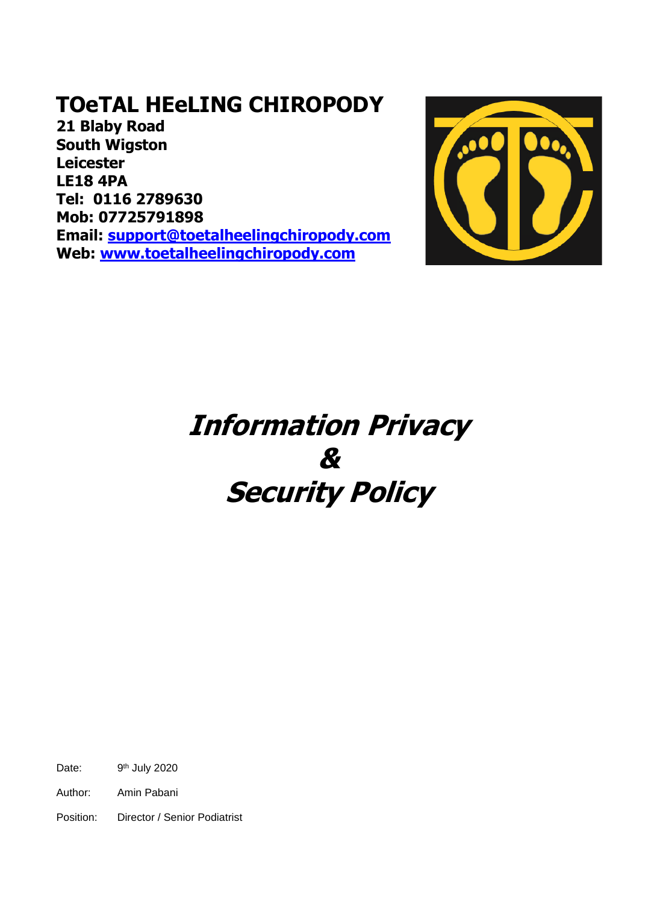# TOeTAL HEeLING CHIROPODY

**21 Blaby Road**
**South Wigston**
**Leicester**
**LE18 4PA**
**Tel: 0116 2789630**
**Mob: 07725791898**
**Email: support@toetalheelingchiropody.com**
**Web: www.toetalheelingchiropody.com**

# *Information Privacy & Security Policy*

Date: 9th July 2020

Author: Amin Pabani

Position: Director / Senior Podiatrist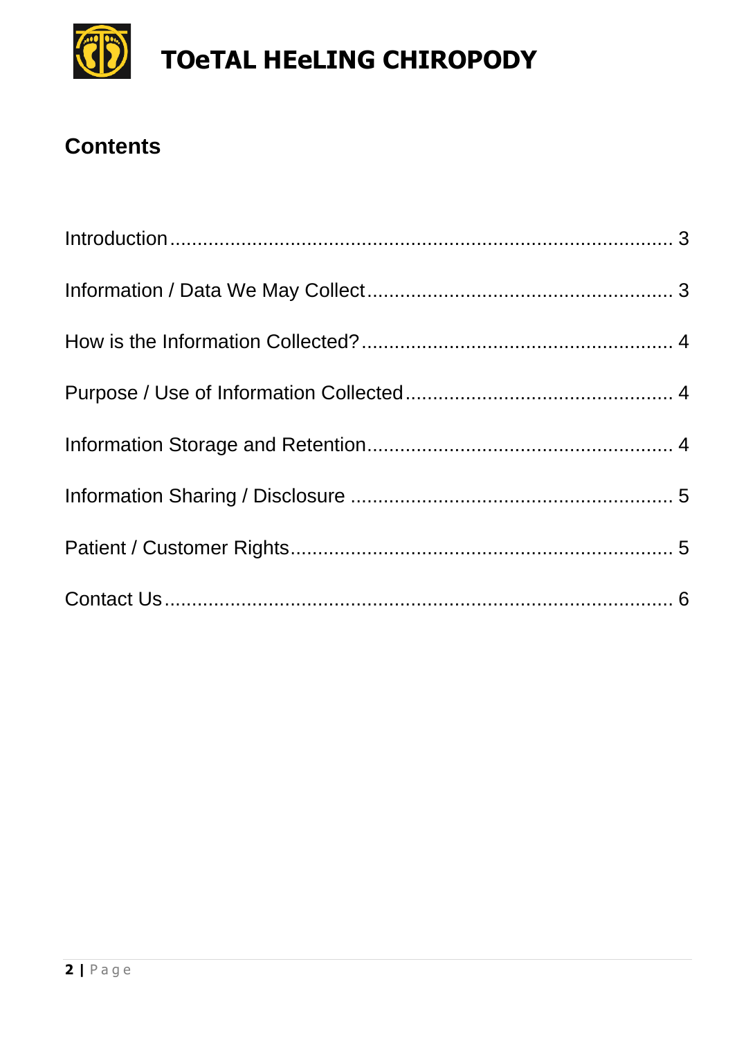# TOeTAL HEeLING CHIROPODY

## Contents

Introduction ........................................................................................ 3

Information / Data We May Collect ...................................................... 3

How is the Information Collected? ....................................................... 4

Purpose / Use of Information Collected ................................................ 4

Information Storage and Retention ...................................................... 4

Information Sharing / Disclosure ......................................................... 5

Patient / Customer Rights .................................................................... 5

Contact Us ........................................................................................... 6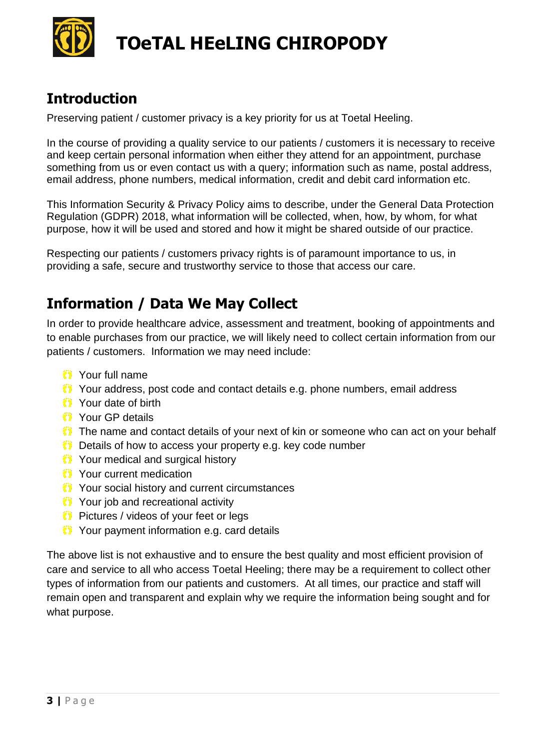# TOeTAL HEeLING CHIROPODY

## Introduction

Preserving patient / customer privacy is a key priority for us at Toetal Heeling.

In the course of providing a quality service to our patients / customers it is necessary to receive and keep certain personal information when either they attend for an appointment, purchase something from us or even contact us with a query; information such as name, postal address, email address, phone numbers, medical information, credit and debit card information etc.

This Information Security & Privacy Policy aims to describe, under the General Data Protection Regulation (GDPR) 2018, what information will be collected, when, how, by whom, for what purpose, how it will be used and stored and how it might be shared outside of our practice.

Respecting our patients / customers privacy rights is of paramount importance to us, in providing a safe, secure and trustworthy service to those that access our care.

## Information / Data We May Collect

In order to provide healthcare advice, assessment and treatment, booking of appointments and to enable purchases from our practice, we will likely need to collect certain information from our patients / customers. Information we may need include:

- Your full name
- Your address, post code and contact details e.g. phone numbers, email address
- Your date of birth
- Your GP details
- The name and contact details of your next of kin or someone who can act on your behalf
- Details of how to access your property e.g. key code number
- Your medical and surgical history
- Your current medication
- Your social history and current circumstances
- Your job and recreational activity
- Pictures / videos of your feet or legs
- Your payment information e.g. card details

The above list is not exhaustive and to ensure the best quality and most efficient provision of care and service to all who access Toetal Heeling; there may be a requirement to collect other types of information from our patients and customers. At all times, our practice and staff will remain open and transparent and explain why we require the information being sought and for what purpose.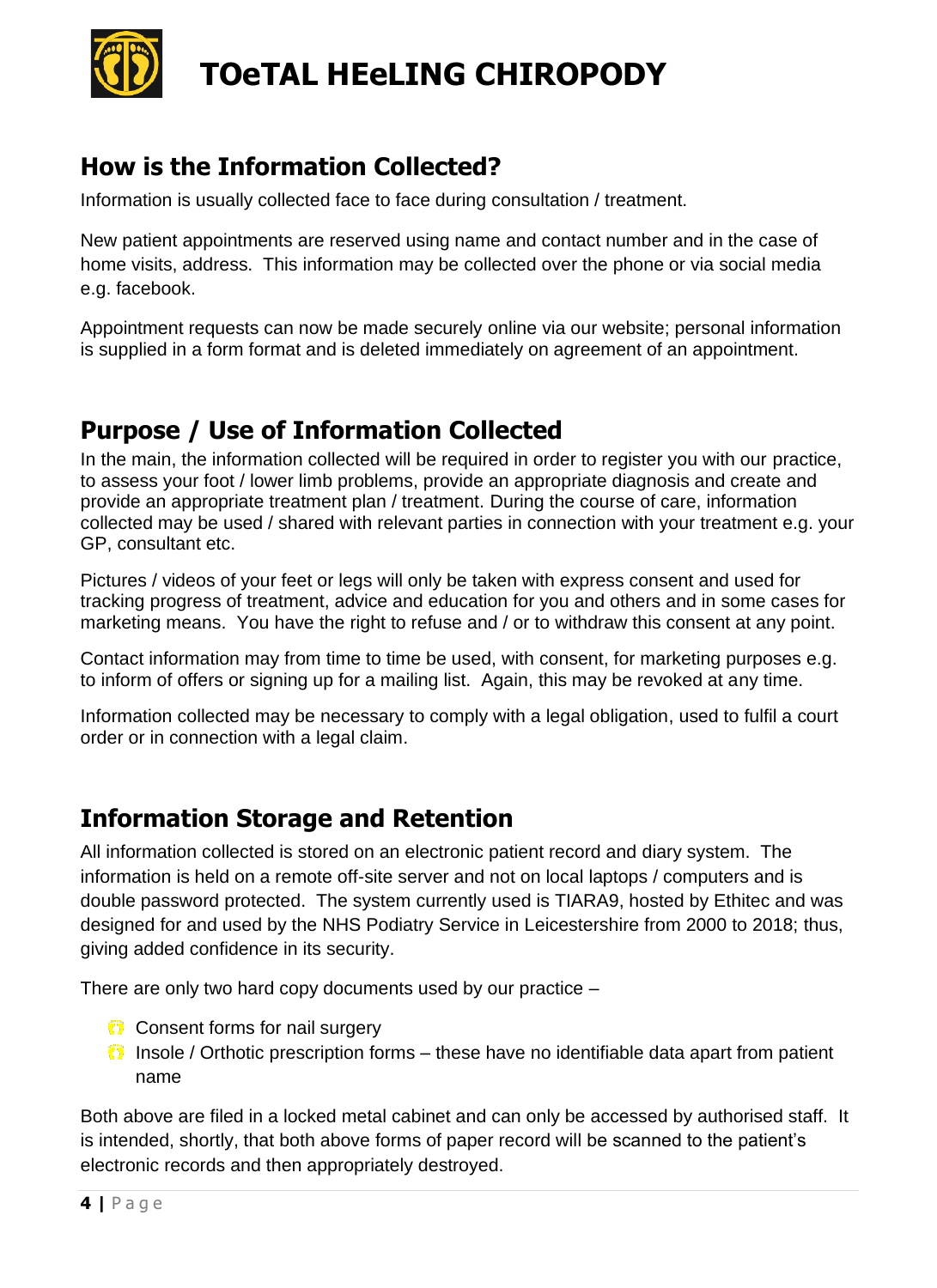## How is the Information Collected?

Information is usually collected face to face during consultation / treatment.

New patient appointments are reserved using name and contact number and in the case of home visits, address. This information may be collected over the phone or via social media e.g. facebook.

Appointment requests can now be made securely online via our website; personal information is supplied in a form format and is deleted immediately on agreement of an appointment.

## Purpose / Use of Information Collected

In the main, the information collected will be required in order to register you with our practice, to assess your foot / lower limb problems, provide an appropriate diagnosis and create and provide an appropriate treatment plan / treatment. During the course of care, information collected may be used / shared with relevant parties in connection with your treatment e.g. your GP, consultant etc.

Pictures / videos of your feet or legs will only be taken with express consent and used for tracking progress of treatment, advice and education for you and others and in some cases for marketing means. You have the right to refuse and / or to withdraw this consent at any point.

Contact information may from time to time be used, with consent, for marketing purposes e.g. to inform of offers or signing up for a mailing list. Again, this may be revoked at any time.

Information collected may be necessary to comply with a legal obligation, used to fulfil a court order or in connection with a legal claim.

## Information Storage and Retention

All information collected is stored on an electronic patient record and diary system. The information is held on a remote off-site server and not on local laptops / computers and is double password protected. The system currently used is TIARA9, hosted by Ethitec and was designed for and used by the NHS Podiatry Service in Leicestershire from 2000 to 2018; thus, giving added confidence in its security.

There are only two hard copy documents used by our practice –

- Consent forms for nail surgery
- Insole / Orthotic prescription forms – these have no identifiable data apart from patient name

Both above are filed in a locked metal cabinet and can only be accessed by authorised staff. It is intended, shortly, that both above forms of paper record will be scanned to the patient's electronic records and then appropriately destroyed.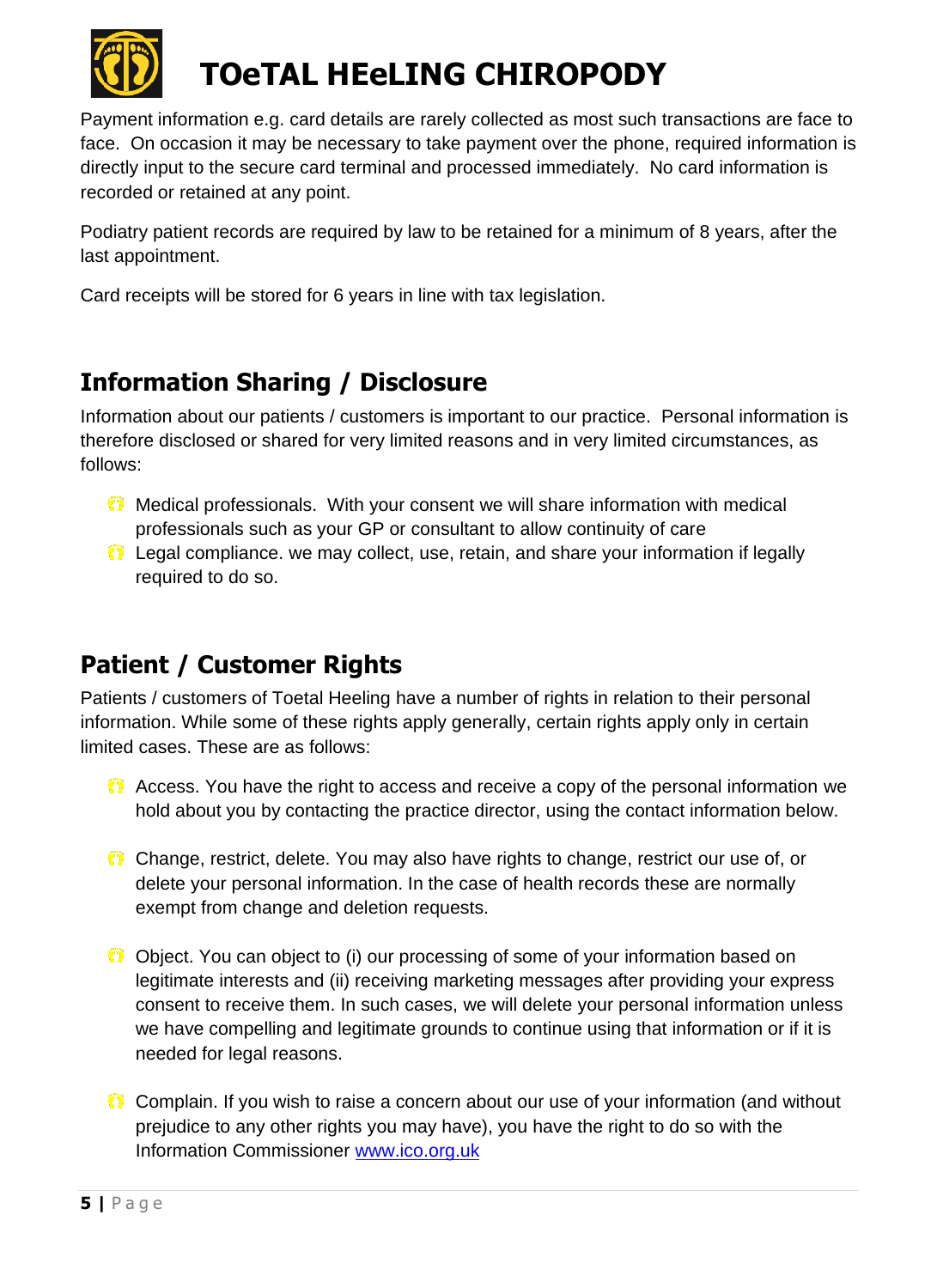Payment information e.g. card details are rarely collected as most such transactions are face to face. On occasion it may be necessary to take payment over the phone, required information is directly input to the secure card terminal and processed immediately. No card information is recorded or retained at any point.

Podiatry patient records are required by law to be retained for a minimum of 8 years, after the last appointment.

Card receipts will be stored for 6 years in line with tax legislation.

## Information Sharing / Disclosure

Information about our patients / customers is important to our practice. Personal information is therefore disclosed or shared for very limited reasons and in very limited circumstances, as follows:

- Medical professionals. With your consent we will share information with medical professionals such as your GP or consultant to allow continuity of care
- Legal compliance. we may collect, use, retain, and share your information if legally required to do so.

## Patient / Customer Rights

Patients / customers of Toetal Heeling have a number of rights in relation to their personal information. While some of these rights apply generally, certain rights apply only in certain limited cases. These are as follows:

- Access. You have the right to access and receive a copy of the personal information we hold about you by contacting the practice director, using the contact information below.

- Change, restrict, delete. You may also have rights to change, restrict our use of, or delete your personal information. In the case of health records these are normally exempt from change and deletion requests.

- Object. You can object to (i) our processing of some of your information based on legitimate interests and (ii) receiving marketing messages after providing your express consent to receive them. In such cases, we will delete your personal information unless we have compelling and legitimate grounds to continue using that information or if it is needed for legal reasons.

- Complain. If you wish to raise a concern about our use of your information (and without prejudice to any other rights you may have), you have the right to do so with the Information Commissioner [www.ico.org.uk](http://www.ico.org.uk)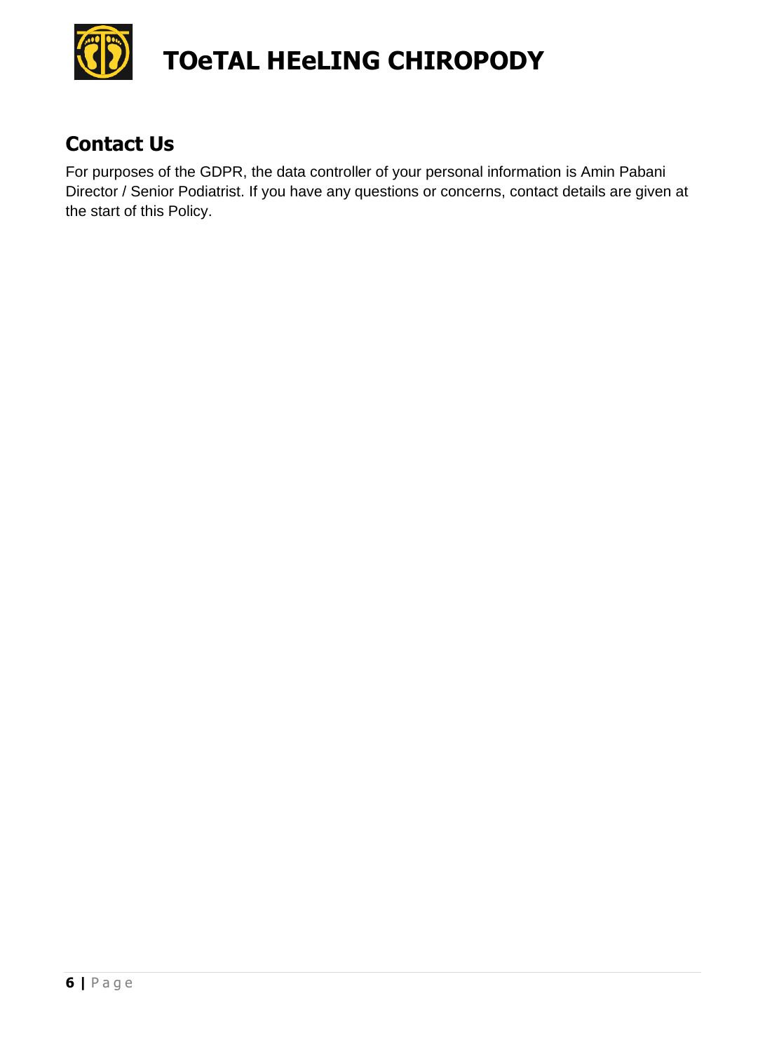## Contact Us

For purposes of the GDPR, the data controller of your personal information is Amin Pabani Director / Senior Podiatrist. If you have any questions or concerns, contact details are given at the start of this Policy.